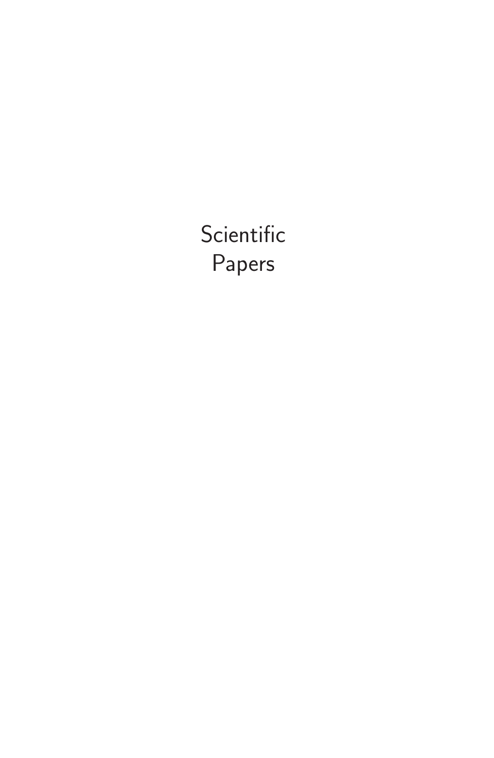# Scientific Papers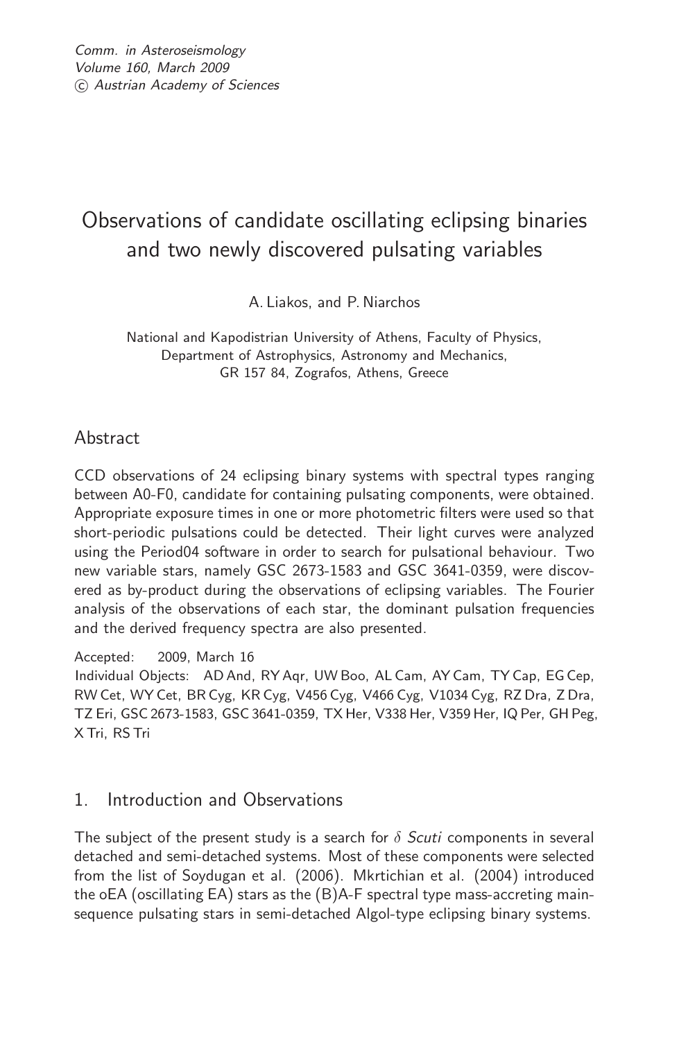Comm. in Asteroseismology
Volume 160, March 2009
© Austrian Academy of Sciences

# Observations of candidate oscillating eclipsing binaries and two newly discovered pulsating variables

A. Liakos, and P. Niarchos

National and Kapodistrian University of Athens, Faculty of Physics, Department of Astrophysics, Astronomy and Mechanics, GR 157 84, Zografos, Athens, Greece

## Abstract

CCD observations of 24 eclipsing binary systems with spectral types ranging between A0-F0, candidate for containing pulsating components, were obtained. Appropriate exposure times in one or more photometric filters were used so that short-periodic pulsations could be detected. Their light curves were analyzed using the Period04 software in order to search for pulsational behaviour. Two new variable stars, namely GSC 2673-1583 and GSC 3641-0359, were discovered as by-product during the observations of eclipsing variables. The Fourier analysis of the observations of each star, the dominant pulsation frequencies and the derived frequency spectra are also presented.

Accepted: 2009, March 16

Individual Objects: AD And, RY Aqr, UW Boo, AL Cam, AY Cam, TY Cap, EG Cep, RW Cet, WY Cet, BR Cyg, KR Cyg, V456 Cyg, V466 Cyg, V1034 Cyg, RZ Dra, Z Dra, TZ Eri, GSC 2673-1583, GSC 3641-0359, TX Her, V338 Her, V359 Her, IQ Per, GH Peg, X Tri, RS Tri

## 1. Introduction and Observations

The subject of the present study is a search for *δ Scuti* components in several detached and semi-detached systems. Most of these components were selected from the list of Soydugan et al. (2006). Mkrtichian et al. (2004) introduced the oEA (oscillating EA) stars as the (B)A-F spectral type mass-accreting main-sequence pulsating stars in semi-detached Algol-type eclipsing binary systems.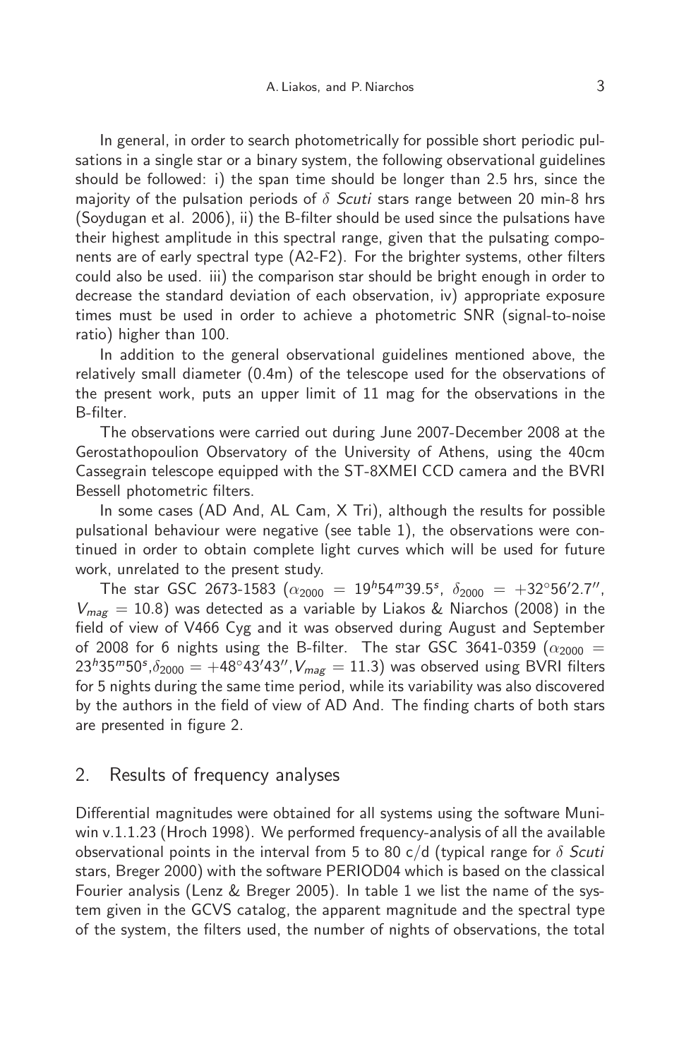In general, in order to search photometrically for possible short periodic pulsations in a single star or a binary system, the following observational guidelines should be followed: i) the span time should be longer than 2.5 hrs, since the majority of the pulsation periods of $\delta$ *Scuti* stars range between 20 min-8 hrs (Soydugan et al. 2006), ii) the B-filter should be used since the pulsations have their highest amplitude in this spectral range, given that the pulsating components are of early spectral type (A2-F2). For the brighter systems, other filters could also be used. iii) the comparison star should be bright enough in order to decrease the standard deviation of each observation, iv) appropriate exposure times must be used in order to achieve a photometric SNR (signal-to-noise ratio) higher than 100.

In addition to the general observational guidelines mentioned above, the relatively small diameter (0.4m) of the telescope used for the observations of the present work, puts an upper limit of 11 mag for the observations in the B-filter.

The observations were carried out during June 2007-December 2008 at the Gerostathopoulion Observatory of the University of Athens, using the 40cm Cassegrain telescope equipped with the ST-8XMEI CCD camera and the BVRI Bessell photometric filters.

In some cases (AD And, AL Cam, X Tri), although the results for possible pulsational behaviour were negative (see table 1), the observations were continued in order to obtain complete light curves which will be used for future work, unrelated to the present study.

The star GSC 2673-1583 ($\alpha_{2000} = 19^h54^m39.5^s$, $\delta_{2000} = +32^\circ56'2.7''$, $V_{mag} = 10.8$) was detected as a variable by Liakos & Niarchos (2008) in the field of view of V466 Cyg and it was observed during August and September of 2008 for 6 nights using the B-filter. The star GSC 3641-0359 ($\alpha_{2000} = 23^h35^m50^s$,$\delta_{2000} = +48^\circ43'43''$,$V_{mag} = 11.3$) was observed using BVRI filters for 5 nights during the same time period, while its variability was also discovered by the authors in the field of view of AD And. The finding charts of both stars are presented in figure 2.

## 2. Results of frequency analyses

Differential magnitudes were obtained for all systems using the software Muniwin v.1.1.23 (Hroch 1998). We performed frequency-analysis of all the available observational points in the interval from 5 to 80 c/d (typical range for $\delta$ *Scuti* stars, Breger 2000) with the software PERIOD04 which is based on the classical Fourier analysis (Lenz & Breger 2005). In table 1 we list the name of the system given in the GCVS catalog, the apparent magnitude and the spectral type of the system, the filters used, the number of nights of observations, the total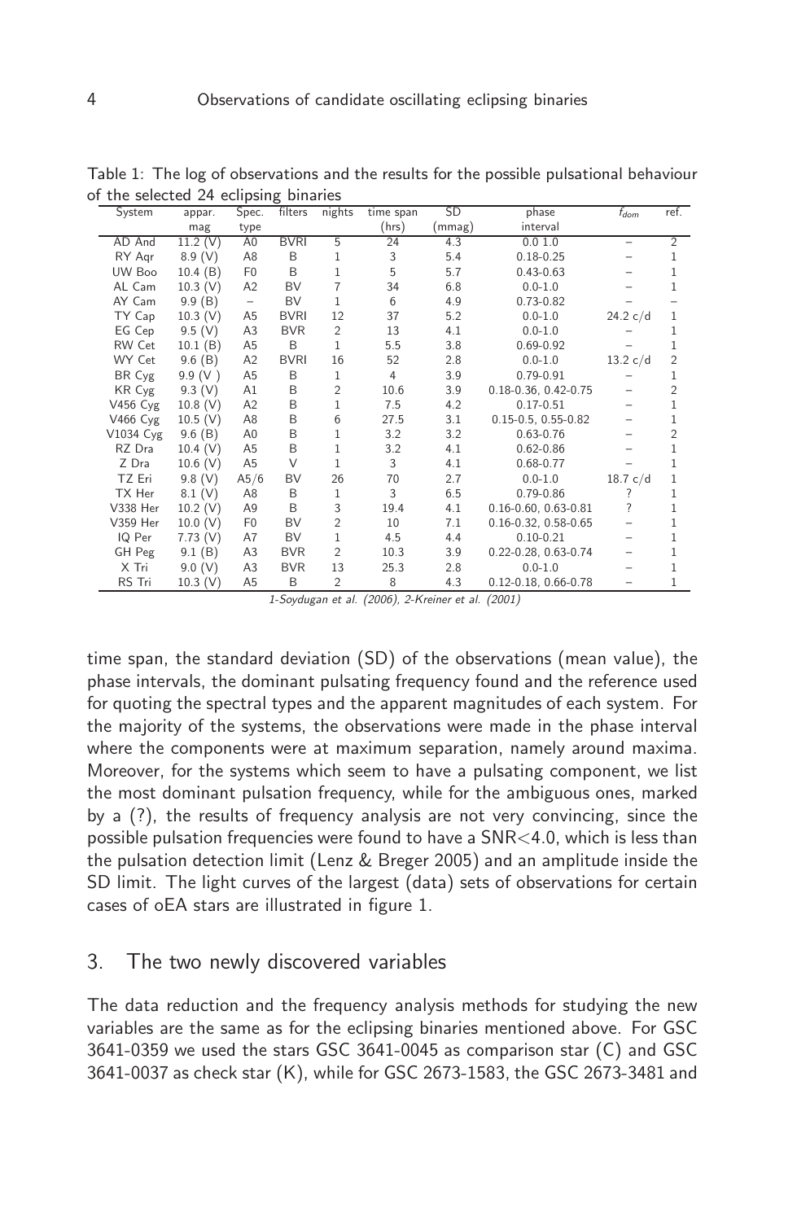Table 1: The log of observations and the results for the possible pulsational behaviour of the selected 24 eclipsing binaries

| System | appar. mag | Spec. type | filters | nights | time span (hrs) | SD (mmag) | phase interval | $f_{dom}$ | ref. |
|---|---|---|---|---|---|---|---|---|---|
| AD And | 11.2 (V) | A0 | BVRI | 5 | 24 | 4.3 | 0.0 1.0 | – | 2 |
| RY Aqr | 8.9 (V) | A8 | B | 1 | 3 | 5.4 | 0.18-0.25 | – | 1 |
| UW Boo | 10.4 (B) | F0 | B | 1 | 5 | 5.7 | 0.43-0.63 | – | 1 |
| AL Cam | 10.3 (V) | A2 | BV | 7 | 34 | 6.8 | 0.0-1.0 | – | 1 |
| AY Cam | 9.9 (B) | – | BV | 1 | 6 | 4.9 | 0.73-0.82 | – | – |
| TY Cap | 10.3 (V) | A5 | BVRI | 12 | 37 | 5.2 | 0.0-1.0 | 24.2 c/d | 1 |
| EG Cep | 9.5 (V) | A3 | BVR | 2 | 13 | 4.1 | 0.0-1.0 | – | 1 |
| RW Cet | 10.1 (B) | A5 | B | 1 | 5.5 | 3.8 | 0.69-0.92 | – | 1 |
| WY Cet | 9.6 (B) | A2 | BVRI | 16 | 52 | 2.8 | 0.0-1.0 | 13.2 c/d | 2 |
| BR Cyg | 9.9 (V ) | A5 | B | 1 | 4 | 3.9 | 0.79-0.91 | – | 1 |
| KR Cyg | 9.3 (V) | A1 | B | 2 | 10.6 | 3.9 | 0.18-0.36, 0.42-0.75 | – | 2 |
| V456 Cyg | 10.8 (V) | A2 | B | 1 | 7.5 | 4.2 | 0.17-0.51 | – | 1 |
| V466 Cyg | 10.5 (V) | A8 | B | 6 | 27.5 | 3.1 | 0.15-0.5, 0.55-0.82 | – | 1 |
| V1034 Cyg | 9.6 (B) | A0 | B | 1 | 3.2 | 3.2 | 0.63-0.76 | – | 2 |
| RZ Dra | 10.4 (V) | A5 | B | 1 | 3.2 | 4.1 | 0.62-0.86 | – | 1 |
| Z Dra | 10.6 (V) | A5 | V | 1 | 3 | 4.1 | 0.68-0.77 | – | 1 |
| TZ Eri | 9.8 (V) | A5/6 | BV | 26 | 70 | 2.7 | 0.0-1.0 | 18.7 c/d | 1 |
| TX Her | 8.1 (V) | A8 | B | 1 | 3 | 6.5 | 0.79-0.86 | ? | 1 |
| V338 Her | 10.2 (V) | A9 | B | 3 | 19.4 | 4.1 | 0.16-0.60, 0.63-0.81 | ? | 1 |
| V359 Her | 10.0 (V) | F0 | BV | 2 | 10 | 7.1 | 0.16-0.32, 0.58-0.65 | – | 1 |
| IQ Per | 7.73 (V) | A7 | BV | 1 | 4.5 | 4.4 | 0.10-0.21 | – | 1 |
| GH Peg | 9.1 (B) | A3 | BVR | 2 | 10.3 | 3.9 | 0.22-0.28, 0.63-0.74 | – | 1 |
| X Tri | 9.0 (V) | A3 | BVR | 13 | 25.3 | 2.8 | 0.0-1.0 | – | 1 |
| RS Tri | 10.3 (V) | A5 | B | 2 | 8 | 4.3 | 0.12-0.18, 0.66-0.78 | – | 1 |

*1-Soydugan et al. (2006), 2-Kreiner et al. (2001)*

time span, the standard deviation (SD) of the observations (mean value), the phase intervals, the dominant pulsating frequency found and the reference used for quoting the spectral types and the apparent magnitudes of each system. For the majority of the systems, the observations were made in the phase interval where the components were at maximum separation, namely around maxima. Moreover, for the systems which seem to have a pulsating component, we list the most dominant pulsation frequency, while for the ambiguous ones, marked by a (?), the results of frequency analysis are not very convincing, since the possible pulsation frequencies were found to have a SNR<4.0, which is less than the pulsation detection limit (Lenz & Breger 2005) and an amplitude inside the SD limit. The light curves of the largest (data) sets of observations for certain cases of oEA stars are illustrated in figure 1.

## 3. The two newly discovered variables

The data reduction and the frequency analysis methods for studying the new variables are the same as for the eclipsing binaries mentioned above. For GSC 3641-0359 we used the stars GSC 3641-0045 as comparison star (C) and GSC 3641-0037 as check star (K), while for GSC 2673-1583, the GSC 2673-3481 and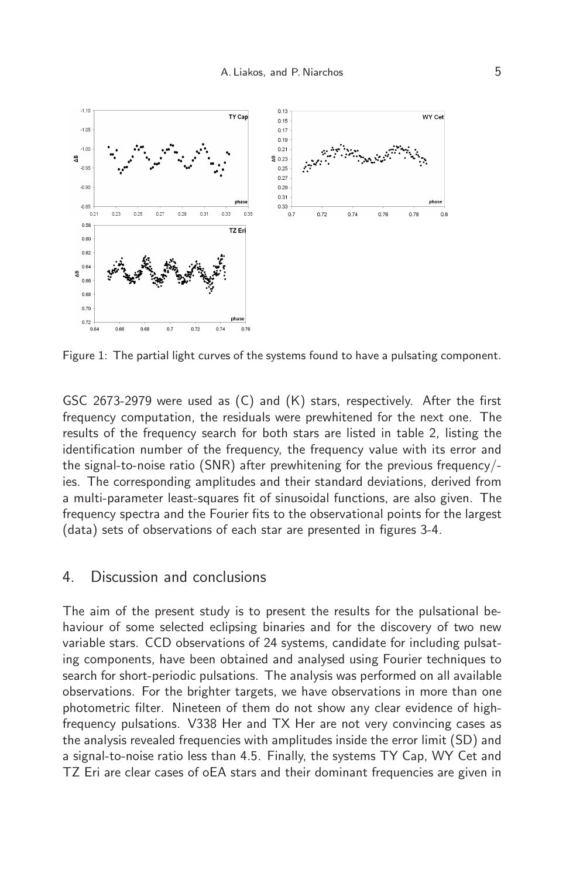Figure 1: The partial light curves of the systems found to have a pulsating component.

GSC 2673-2979 were used as (C) and (K) stars, respectively. After the first frequency computation, the residuals were prewhitened for the next one. The results of the frequency search for both stars are listed in table 2, listing the identification number of the frequency, the frequency value with its error and the signal-to-noise ratio (SNR) after prewhitening for the previous frequency/-ies. The corresponding amplitudes and their standard deviations, derived from a multi-parameter least-squares fit of sinusoidal functions, are also given. The frequency spectra and the Fourier fits to the observational points for the largest (data) sets of observations of each star are presented in figures 3-4.

## 4. Discussion and conclusions

The aim of the present study is to present the results for the pulsational behaviour of some selected eclipsing binaries and for the discovery of two new variable stars. CCD observations of 24 systems, candidate for including pulsating components, have been obtained and analysed using Fourier techniques to search for short-periodic pulsations. The analysis was performed on all available observations. For the brighter targets, we have observations in more than one photometric filter. Nineteen of them do not show any clear evidence of high-frequency pulsations. V338 Her and TX Her are not very convincing cases as the analysis revealed frequencies with amplitudes inside the error limit (SD) and a signal-to-noise ratio less than 4.5. Finally, the systems TY Cap, WY Cet and TZ Eri are clear cases of oEA stars and their dominant frequencies are given in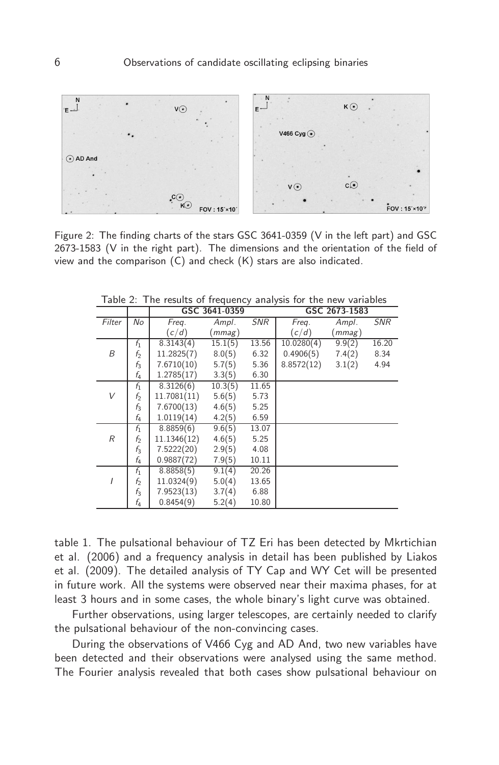Figure 2: The finding charts of the stars GSC 3641-0359 (V in the left part) and GSC 2673-1583 (V in the right part). The dimensions and the orientation of the field of view and the comparison (C) and check (K) stars are also indicated.

Table 2: The results of frequency analysis for the new variables

| | | GSC 3641-0359 | | | GSC 2673-1583 | | |
|---|---|---|---|---|---|---|---|
| *Filter* | *No* | *Freq.* $(c/d)$ | *Ampl.* $(mmag)$ | *SNR* | *Freq.* $(c/d)$ | *Ampl.* $(mmag)$ | *SNR* |
| *B* | $f_1$ | 8.3143(4) | 15.1(5) | 13.56 | 10.0280(4) | 9.9(2) | 16.20 |
| | $f_2$ | 11.2825(7) | 8.0(5) | 6.32 | 0.4906(5) | 7.4(2) | 8.34 |
| | $f_3$ | 7.6710(10) | 5.7(5) | 5.36 | 8.8572(12) | 3.1(2) | 4.94 |
| | $f_4$ | 1.2785(17) | 3.3(5) | 6.30 | | | |
| *V* | $f_1$ | 8.3126(6) | 10.3(5) | 11.65 | | | |
| | $f_2$ | 11.7081(11) | 5.6(5) | 5.73 | | | |
| | $f_3$ | 7.6700(13) | 4.6(5) | 5.25 | | | |
| | $f_4$ | 1.0119(14) | 4.2(5) | 6.59 | | | |
| *R* | $f_1$ | 8.8859(6) | 9.6(5) | 13.07 | | | |
| | $f_2$ | 11.1346(12) | 4.6(5) | 5.25 | | | |
| | $f_3$ | 7.5222(20) | 2.9(5) | 4.08 | | | |
| | $f_4$ | 0.9887(72) | 7.9(5) | 10.11 | | | |
| *I* | $f_1$ | 8.8858(5) | 9.1(4) | 20.26 | | | |
| | $f_2$ | 11.0324(9) | 5.0(4) | 13.65 | | | |
| | $f_3$ | 7.9523(13) | 3.7(4) | 6.88 | | | |
| | $f_4$ | 0.8454(9) | 5.2(4) | 10.80 | | | |

table 1. The pulsational behaviour of TZ Eri has been detected by Mkrtichian et al. (2006) and a frequency analysis in detail has been published by Liakos et al. (2009). The detailed analysis of TY Cap and WY Cet will be presented in future work. All the systems were observed near their maxima phases, for at least 3 hours and in some cases, the whole binary's light curve was obtained.

Further observations, using larger telescopes, are certainly needed to clarify the pulsational behaviour of the non-convincing cases.

During the observations of V466 Cyg and AD And, two new variables have been detected and their observations were analysed using the same method. The Fourier analysis revealed that both cases show pulsational behaviour on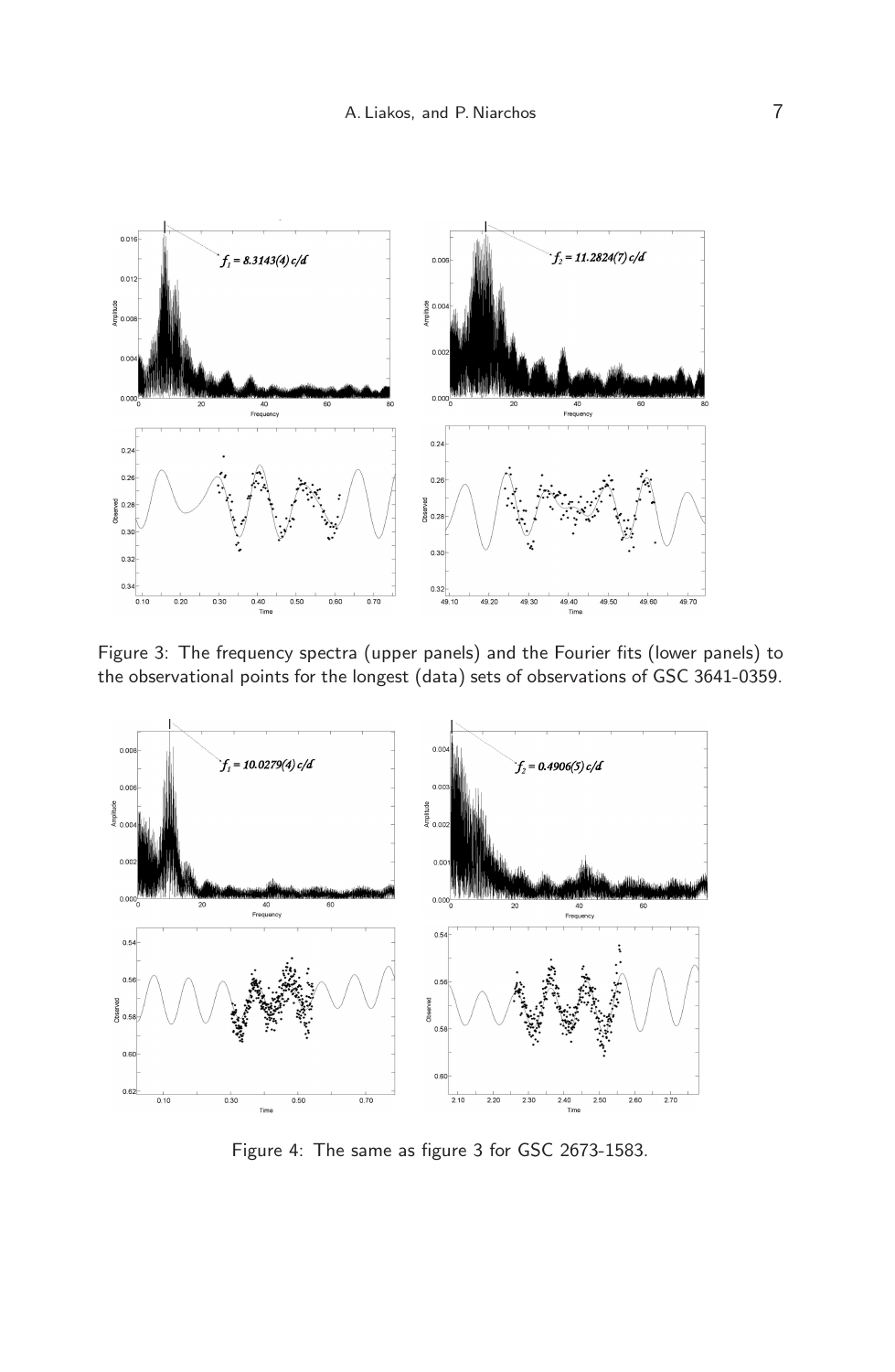Figure 3: The frequency spectra (upper panels) and the Fourier fits (lower panels) to the observational points for the longest (data) sets of observations of GSC 3641-0359.

Figure 4: The same as figure 3 for GSC 2673-1583.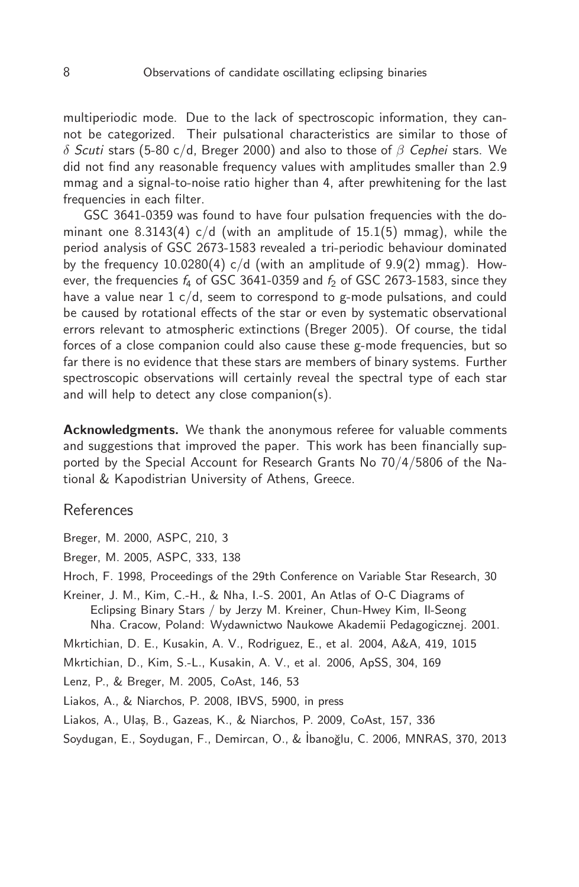multiperiodic mode. Due to the lack of spectroscopic information, they cannot be categorized. Their pulsational characteristics are similar to those of $\delta$ *Scuti* stars (5-80 c/d, Breger 2000) and also to those of $\beta$ *Cephei* stars. We did not find any reasonable frequency values with amplitudes smaller than 2.9 mmag and a signal-to-noise ratio higher than 4, after prewhitening for the last frequencies in each filter.

GSC 3641-0359 was found to have four pulsation frequencies with the dominant one 8.3143(4) c/d (with an amplitude of 15.1(5) mmag), while the period analysis of GSC 2673-1583 revealed a tri-periodic behaviour dominated by the frequency 10.0280(4) c/d (with an amplitude of 9.9(2) mmag). However, the frequencies $f_4$ of GSC 3641-0359 and $f_2$ of GSC 2673-1583, since they have a value near 1 c/d, seem to correspond to g-mode pulsations, and could be caused by rotational effects of the star or even by systematic observational errors relevant to atmospheric extinctions (Breger 2005). Of course, the tidal forces of a close companion could also cause these g-mode frequencies, but so far there is no evidence that these stars are members of binary systems. Further spectroscopic observations will certainly reveal the spectral type of each star and will help to detect any close companion(s).

**Acknowledgments.** We thank the anonymous referee for valuable comments and suggestions that improved the paper. This work has been financially supported by the Special Account for Research Grants No 70/4/5806 of the National & Kapodistrian University of Athens, Greece.

## References

Breger, M. 2000, ASPC, 210, 3

Breger, M. 2005, ASPC, 333, 138

Hroch, F. 1998, Proceedings of the 29th Conference on Variable Star Research, 30

Kreiner, J. M., Kim, C.-H., & Nha, I.-S. 2001, An Atlas of O-C Diagrams of Eclipsing Binary Stars / by Jerzy M. Kreiner, Chun-Hwey Kim, Il-Seong Nha. Cracow, Poland: Wydawnictwo Naukowe Akademii Pedagogicznej. 2001.

Mkrtichian, D. E., Kusakin, A. V., Rodriguez, E., et al. 2004, A&A, 419, 1015

Mkrtichian, D., Kim, S.-L., Kusakin, A. V., et al. 2006, ApSS, 304, 169

Lenz, P., & Breger, M. 2005, CoAst, 146, 53

Liakos, A., & Niarchos, P. 2008, IBVS, 5900, in press

Liakos, A., Ulaş, B., Gazeas, K., & Niarchos, P. 2009, CoAst, 157, 336

Soydugan, E., Soydugan, F., Demircan, O., & İbanoğlu, C. 2006, MNRAS, 370, 2013